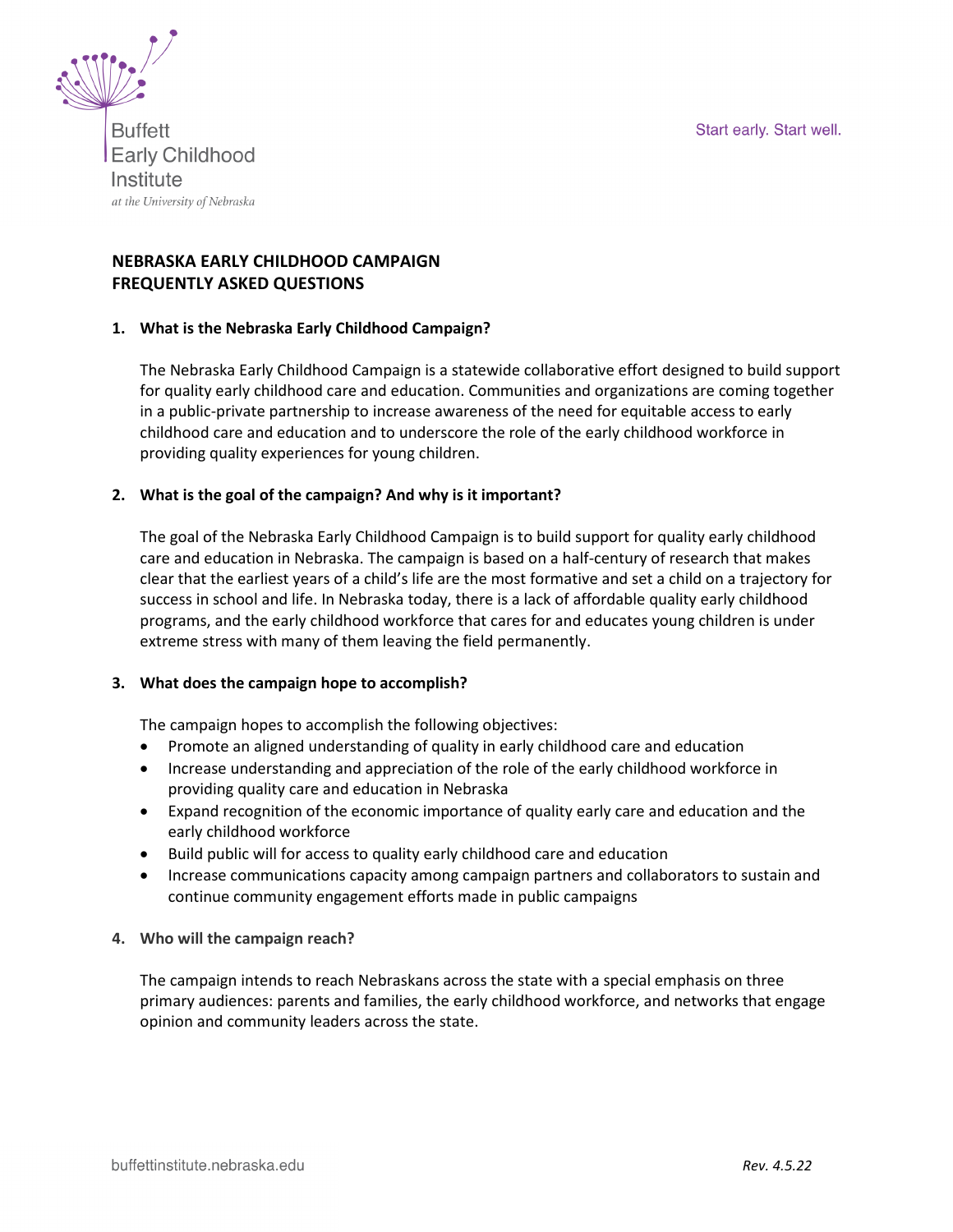Buffett Early Childhood Institute
*at the University of Nebraska*

Start early. Start well.

# NEBRASKA EARLY CHILDHOOD CAMPAIGN
# FREQUENTLY ASKED QUESTIONS

## 1. What is the Nebraska Early Childhood Campaign?

The Nebraska Early Childhood Campaign is a statewide collaborative effort designed to build support for quality early childhood care and education. Communities and organizations are coming together in a public-private partnership to increase awareness of the need for equitable access to early childhood care and education and to underscore the role of the early childhood workforce in providing quality experiences for young children.

## 2. What is the goal of the campaign? And why is it important?

The goal of the Nebraska Early Childhood Campaign is to build support for quality early childhood care and education in Nebraska. The campaign is based on a half-century of research that makes clear that the earliest years of a child's life are the most formative and set a child on a trajectory for success in school and life. In Nebraska today, there is a lack of affordable quality early childhood programs, and the early childhood workforce that cares for and educates young children is under extreme stress with many of them leaving the field permanently.

## 3. What does the campaign hope to accomplish?

The campaign hopes to accomplish the following objectives:

- Promote an aligned understanding of quality in early childhood care and education
- Increase understanding and appreciation of the role of the early childhood workforce in providing quality care and education in Nebraska
- Expand recognition of the economic importance of quality early care and education and the early childhood workforce
- Build public will for access to quality early childhood care and education
- Increase communications capacity among campaign partners and collaborators to sustain and continue community engagement efforts made in public campaigns

## 4. Who will the campaign reach?

The campaign intends to reach Nebraskans across the state with a special emphasis on three primary audiences: parents and families, the early childhood workforce, and networks that engage opinion and community leaders across the state.

buffettinstitute.nebraska.edu

*Rev. 4.5.22*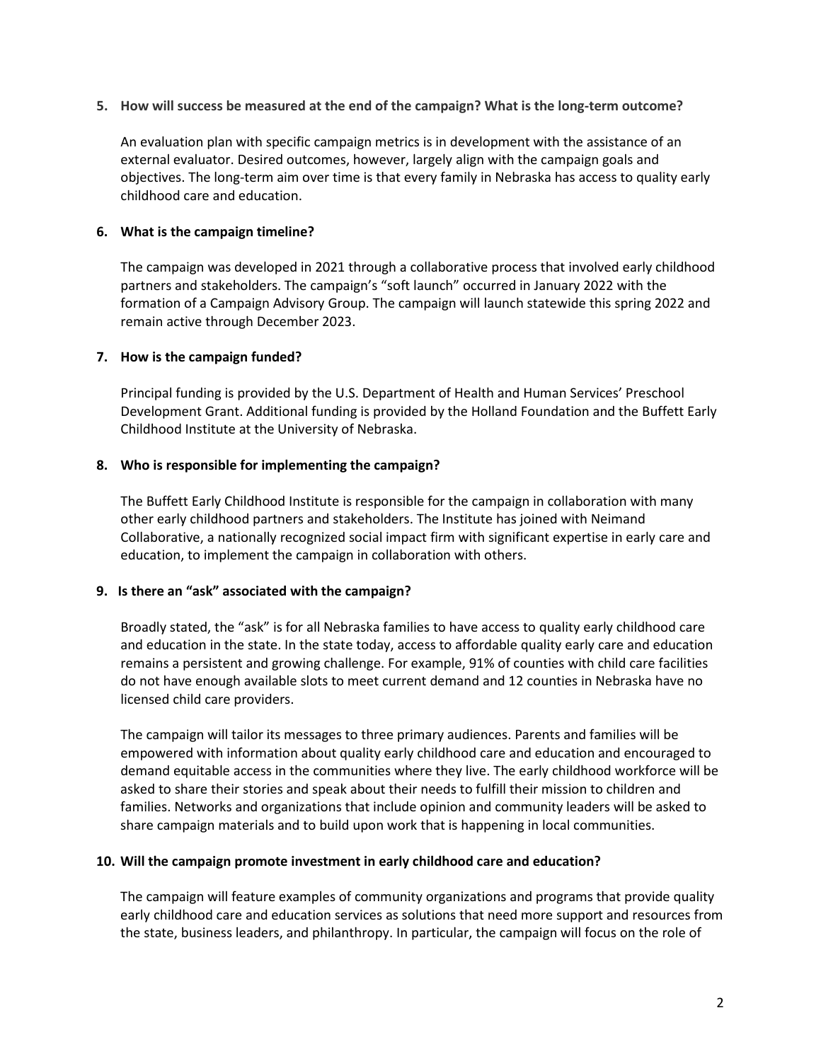**5. How will success be measured at the end of the campaign? What is the long-term outcome?**

An evaluation plan with specific campaign metrics is in development with the assistance of an external evaluator. Desired outcomes, however, largely align with the campaign goals and objectives. The long-term aim over time is that every family in Nebraska has access to quality early childhood care and education.

**6. What is the campaign timeline?**

The campaign was developed in 2021 through a collaborative process that involved early childhood partners and stakeholders. The campaign's "soft launch" occurred in January 2022 with the formation of a Campaign Advisory Group. The campaign will launch statewide this spring 2022 and remain active through December 2023.

**7. How is the campaign funded?**

Principal funding is provided by the U.S. Department of Health and Human Services' Preschool Development Grant. Additional funding is provided by the Holland Foundation and the Buffett Early Childhood Institute at the University of Nebraska.

**8. Who is responsible for implementing the campaign?**

The Buffett Early Childhood Institute is responsible for the campaign in collaboration with many other early childhood partners and stakeholders. The Institute has joined with Neimand Collaborative, a nationally recognized social impact firm with significant expertise in early care and education, to implement the campaign in collaboration with others.

**9. Is there an "ask" associated with the campaign?**

Broadly stated, the "ask" is for all Nebraska families to have access to quality early childhood care and education in the state. In the state today, access to affordable quality early care and education remains a persistent and growing challenge. For example, 91% of counties with child care facilities do not have enough available slots to meet current demand and 12 counties in Nebraska have no licensed child care providers.

The campaign will tailor its messages to three primary audiences. Parents and families will be empowered with information about quality early childhood care and education and encouraged to demand equitable access in the communities where they live. The early childhood workforce will be asked to share their stories and speak about their needs to fulfill their mission to children and families. Networks and organizations that include opinion and community leaders will be asked to share campaign materials and to build upon work that is happening in local communities.

**10. Will the campaign promote investment in early childhood care and education?**

The campaign will feature examples of community organizations and programs that provide quality early childhood care and education services as solutions that need more support and resources from the state, business leaders, and philanthropy. In particular, the campaign will focus on the role of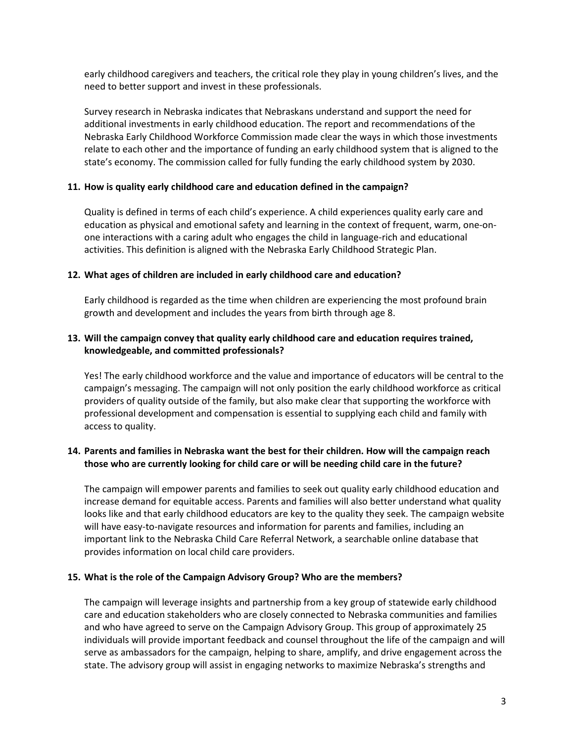early childhood caregivers and teachers, the critical role they play in young children's lives, and the need to better support and invest in these professionals.

Survey research in Nebraska indicates that Nebraskans understand and support the need for additional investments in early childhood education. The report and recommendations of the Nebraska Early Childhood Workforce Commission made clear the ways in which those investments relate to each other and the importance of funding an early childhood system that is aligned to the state's economy. The commission called for fully funding the early childhood system by 2030.

**11. How is quality early childhood care and education defined in the campaign?**

Quality is defined in terms of each child's experience. A child experiences quality early care and education as physical and emotional safety and learning in the context of frequent, warm, one-on-one interactions with a caring adult who engages the child in language-rich and educational activities. This definition is aligned with the Nebraska Early Childhood Strategic Plan.

**12. What ages of children are included in early childhood care and education?**

Early childhood is regarded as the time when children are experiencing the most profound brain growth and development and includes the years from birth through age 8.

**13. Will the campaign convey that quality early childhood care and education requires trained, knowledgeable, and committed professionals?**

Yes! The early childhood workforce and the value and importance of educators will be central to the campaign's messaging. The campaign will not only position the early childhood workforce as critical providers of quality outside of the family, but also make clear that supporting the workforce with professional development and compensation is essential to supplying each child and family with access to quality.

**14. Parents and families in Nebraska want the best for their children. How will the campaign reach those who are currently looking for child care or will be needing child care in the future?**

The campaign will empower parents and families to seek out quality early childhood education and increase demand for equitable access. Parents and families will also better understand what quality looks like and that early childhood educators are key to the quality they seek. The campaign website will have easy-to-navigate resources and information for parents and families, including an important link to the Nebraska Child Care Referral Network, a searchable online database that provides information on local child care providers.

**15. What is the role of the Campaign Advisory Group? Who are the members?**

The campaign will leverage insights and partnership from a key group of statewide early childhood care and education stakeholders who are closely connected to Nebraska communities and families and who have agreed to serve on the Campaign Advisory Group. This group of approximately 25 individuals will provide important feedback and counsel throughout the life of the campaign and will serve as ambassadors for the campaign, helping to share, amplify, and drive engagement across the state. The advisory group will assist in engaging networks to maximize Nebraska's strengths and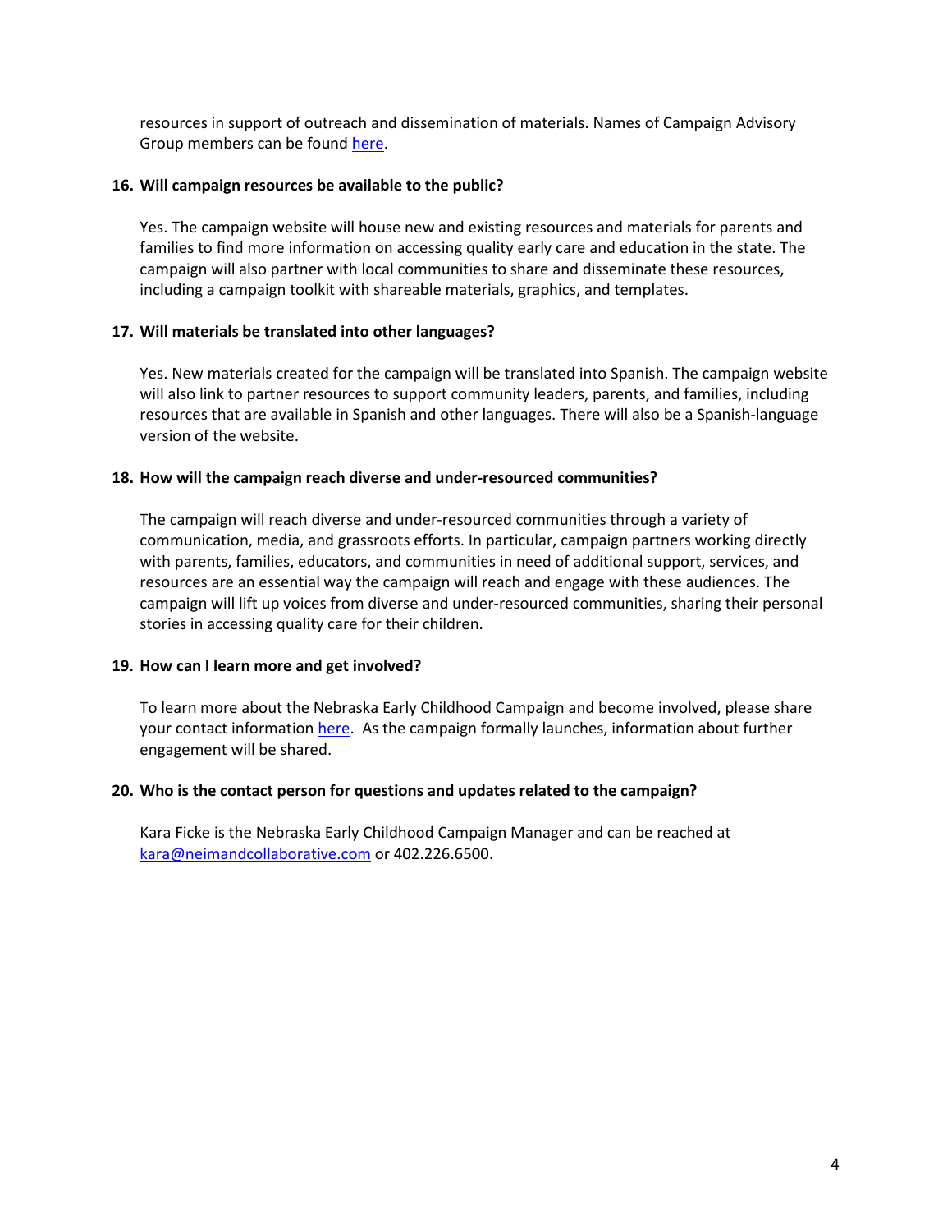resources in support of outreach and dissemination of materials. Names of Campaign Advisory Group members can be found here.

**16. Will campaign resources be available to the public?**

Yes. The campaign website will house new and existing resources and materials for parents and families to find more information on accessing quality early care and education in the state. The campaign will also partner with local communities to share and disseminate these resources, including a campaign toolkit with shareable materials, graphics, and templates.

**17. Will materials be translated into other languages?**

Yes. New materials created for the campaign will be translated into Spanish. The campaign website will also link to partner resources to support community leaders, parents, and families, including resources that are available in Spanish and other languages. There will also be a Spanish-language version of the website.

**18. How will the campaign reach diverse and under-resourced communities?**

The campaign will reach diverse and under-resourced communities through a variety of communication, media, and grassroots efforts. In particular, campaign partners working directly with parents, families, educators, and communities in need of additional support, services, and resources are an essential way the campaign will reach and engage with these audiences. The campaign will lift up voices from diverse and under-resourced communities, sharing their personal stories in accessing quality care for their children.

**19. How can I learn more and get involved?**

To learn more about the Nebraska Early Childhood Campaign and become involved, please share your contact information here. As the campaign formally launches, information about further engagement will be shared.

**20. Who is the contact person for questions and updates related to the campaign?**

Kara Ficke is the Nebraska Early Childhood Campaign Manager and can be reached at kara@neimandcollaborative.com or 402.226.6500.